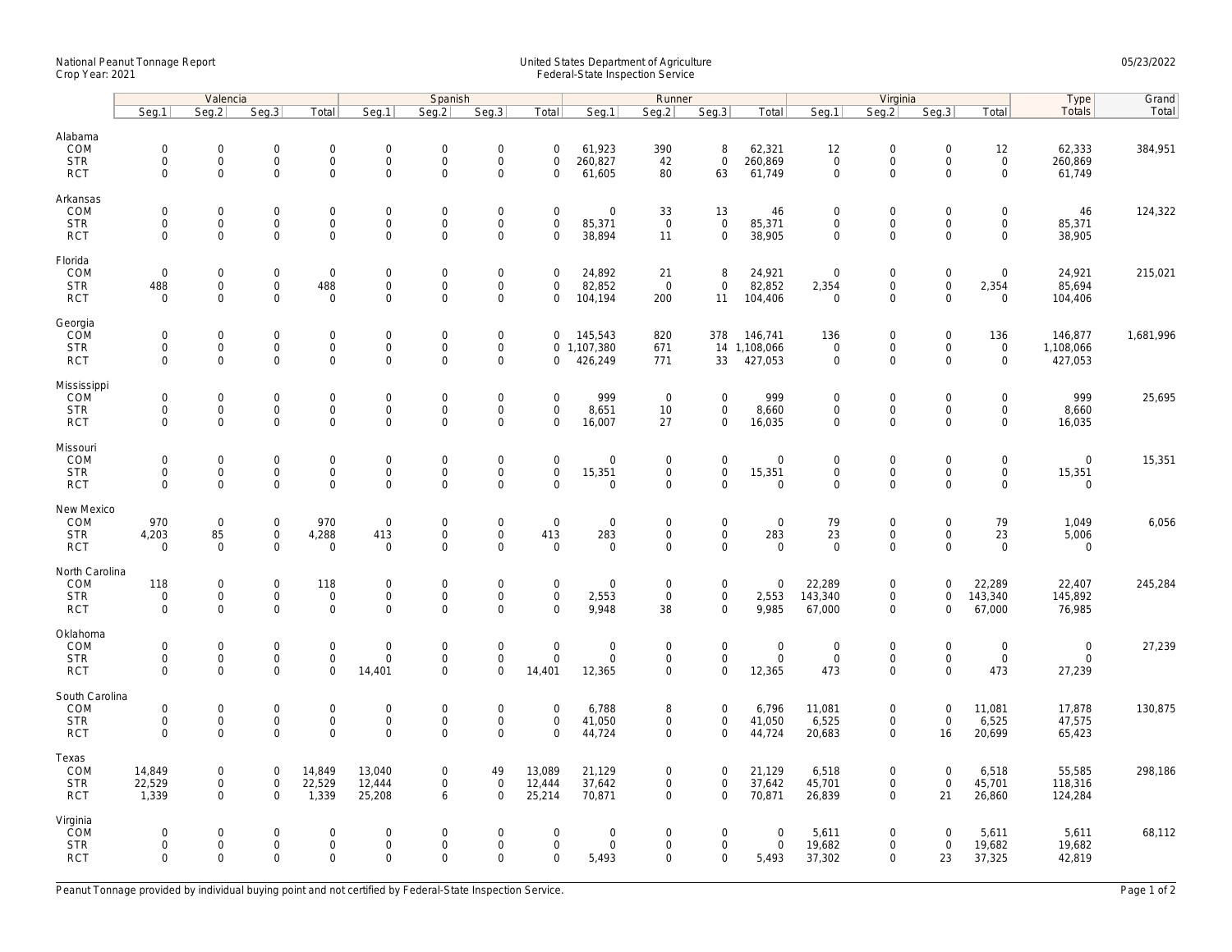National Peanut Tonnage Report
Crop Year: 2021

United States Department of Agriculture
Federal-State Inspection Service

05/23/2022

| | Valencia | | | | Spanish | | | | Runner | | | | Virginia | | | | Type | Grand |
|---|---|---|---|---|---|---|---|---|---|---|---|---|---|---|---|---|---|---|
| | Seg.1 | Seg.2 | Seg.3 | Total | Seg.1 | Seg.2 | Seg.3 | Total | Seg.1 | Seg.2 | Seg.3 | Total | Seg.1 | Seg.2 | Seg.3 | Total | Totals | Total |
| **Alabama** | | | | | | | | | | | | | | | | | | |
| COM | 0 | 0 | 0 | 0 | 0 | 0 | 0 | 0 | 61,923 | 390 | 8 | 62,321 | 12 | 0 | 0 | 12 | 62,333 | 384,951 |
| STR | 0 | 0 | 0 | 0 | 0 | 0 | 0 | 0 | 260,827 | 42 | 0 | 260,869 | 0 | 0 | 0 | 0 | 260,869 | |
| RCT | 0 | 0 | 0 | 0 | 0 | 0 | 0 | 0 | 61,605 | 80 | 63 | 61,749 | 0 | 0 | 0 | 0 | 61,749 | |
| **Arkansas** | | | | | | | | | | | | | | | | | | |
| COM | 0 | 0 | 0 | 0 | 0 | 0 | 0 | 0 | 0 | 33 | 13 | 46 | 0 | 0 | 0 | 0 | 46 | 124,322 |
| STR | 0 | 0 | 0 | 0 | 0 | 0 | 0 | 0 | 85,371 | 0 | 0 | 85,371 | 0 | 0 | 0 | 0 | 85,371 | |
| RCT | 0 | 0 | 0 | 0 | 0 | 0 | 0 | 0 | 38,894 | 11 | 0 | 38,905 | 0 | 0 | 0 | 0 | 38,905 | |
| **Florida** | | | | | | | | | | | | | | | | | | |
| COM | 0 | 0 | 0 | 0 | 0 | 0 | 0 | 0 | 24,892 | 21 | 8 | 24,921 | 0 | 0 | 0 | 0 | 24,921 | 215,021 |
| STR | 488 | 0 | 0 | 488 | 0 | 0 | 0 | 0 | 82,852 | 0 | 0 | 82,852 | 2,354 | 0 | 0 | 2,354 | 85,694 | |
| RCT | 0 | 0 | 0 | 0 | 0 | 0 | 0 | 0 | 104,194 | 200 | 11 | 104,406 | 0 | 0 | 0 | 0 | 104,406 | |
| **Georgia** | | | | | | | | | | | | | | | | | | |
| COM | 0 | 0 | 0 | 0 | 0 | 0 | 0 | 0 | 145,543 | 820 | 378 | 146,741 | 136 | 0 | 0 | 136 | 146,877 | 1,681,996 |
| STR | 0 | 0 | 0 | 0 | 0 | 0 | 0 | 0 | 1,107,380 | 671 | 14 | 1,108,066 | 0 | 0 | 0 | 0 | 1,108,066 | |
| RCT | 0 | 0 | 0 | 0 | 0 | 0 | 0 | 0 | 426,249 | 771 | 33 | 427,053 | 0 | 0 | 0 | 0 | 427,053 | |
| **Mississippi** | | | | | | | | | | | | | | | | | | |
| COM | 0 | 0 | 0 | 0 | 0 | 0 | 0 | 0 | 999 | 0 | 0 | 999 | 0 | 0 | 0 | 0 | 999 | 25,695 |
| STR | 0 | 0 | 0 | 0 | 0 | 0 | 0 | 0 | 8,651 | 10 | 0 | 8,660 | 0 | 0 | 0 | 0 | 8,660 | |
| RCT | 0 | 0 | 0 | 0 | 0 | 0 | 0 | 0 | 16,007 | 27 | 0 | 16,035 | 0 | 0 | 0 | 0 | 16,035 | |
| **Missouri** | | | | | | | | | | | | | | | | | | |
| COM | 0 | 0 | 0 | 0 | 0 | 0 | 0 | 0 | 0 | 0 | 0 | 0 | 0 | 0 | 0 | 0 | 0 | 15,351 |
| STR | 0 | 0 | 0 | 0 | 0 | 0 | 0 | 0 | 15,351 | 0 | 0 | 15,351 | 0 | 0 | 0 | 0 | 15,351 | |
| RCT | 0 | 0 | 0 | 0 | 0 | 0 | 0 | 0 | 0 | 0 | 0 | 0 | 0 | 0 | 0 | 0 | 0 | |
| **New Mexico** | | | | | | | | | | | | | | | | | | |
| COM | 970 | 0 | 0 | 970 | 0 | 0 | 0 | 0 | 0 | 0 | 0 | 0 | 79 | 0 | 0 | 79 | 1,049 | 6,056 |
| STR | 4,203 | 85 | 0 | 4,288 | 413 | 0 | 0 | 413 | 283 | 0 | 0 | 283 | 23 | 0 | 0 | 23 | 5,006 | |
| RCT | 0 | 0 | 0 | 0 | 0 | 0 | 0 | 0 | 0 | 0 | 0 | 0 | 0 | 0 | 0 | 0 | 0 | |
| **North Carolina** | | | | | | | | | | | | | | | | | | |
| COM | 118 | 0 | 0 | 118 | 0 | 0 | 0 | 0 | 0 | 0 | 0 | 0 | 22,289 | 0 | 0 | 22,289 | 22,407 | 245,284 |
| STR | 0 | 0 | 0 | 0 | 0 | 0 | 0 | 0 | 2,553 | 0 | 0 | 2,553 | 143,340 | 0 | 0 | 143,340 | 145,892 | |
| RCT | 0 | 0 | 0 | 0 | 0 | 0 | 0 | 0 | 9,948 | 38 | 0 | 9,985 | 67,000 | 0 | 0 | 67,000 | 76,985 | |
| **Oklahoma** | | | | | | | | | | | | | | | | | | |
| COM | 0 | 0 | 0 | 0 | 0 | 0 | 0 | 0 | 0 | 0 | 0 | 0 | 0 | 0 | 0 | 0 | 0 | 27,239 |
| STR | 0 | 0 | 0 | 0 | 0 | 0 | 0 | 0 | 0 | 0 | 0 | 0 | 0 | 0 | 0 | 0 | 0 | |
| RCT | 0 | 0 | 0 | 0 | 14,401 | 0 | 0 | 14,401 | 12,365 | 0 | 0 | 12,365 | 473 | 0 | 0 | 473 | 27,239 | |
| **South Carolina** | | | | | | | | | | | | | | | | | | |
| COM | 0 | 0 | 0 | 0 | 0 | 0 | 0 | 0 | 6,788 | 8 | 0 | 6,796 | 11,081 | 0 | 0 | 11,081 | 17,878 | 130,875 |
| STR | 0 | 0 | 0 | 0 | 0 | 0 | 0 | 0 | 41,050 | 0 | 0 | 41,050 | 6,525 | 0 | 0 | 6,525 | 47,575 | |
| RCT | 0 | 0 | 0 | 0 | 0 | 0 | 0 | 0 | 44,724 | 0 | 0 | 44,724 | 20,683 | 0 | 16 | 20,699 | 65,423 | |
| **Texas** | | | | | | | | | | | | | | | | | | |
| COM | 14,849 | 0 | 0 | 14,849 | 13,040 | 0 | 49 | 13,089 | 21,129 | 0 | 0 | 21,129 | 6,518 | 0 | 0 | 6,518 | 55,585 | 298,186 |
| STR | 22,529 | 0 | 0 | 22,529 | 12,444 | 0 | 0 | 12,444 | 37,642 | 0 | 0 | 37,642 | 45,701 | 0 | 0 | 45,701 | 118,316 | |
| RCT | 1,339 | 0 | 0 | 1,339 | 25,208 | 6 | 0 | 25,214 | 70,871 | 0 | 0 | 70,871 | 26,839 | 0 | 21 | 26,860 | 124,284 | |
| **Virginia** | | | | | | | | | | | | | | | | | | |
| COM | 0 | 0 | 0 | 0 | 0 | 0 | 0 | 0 | 0 | 0 | 0 | 0 | 5,611 | 0 | 0 | 5,611 | 5,611 | 68,112 |
| STR | 0 | 0 | 0 | 0 | 0 | 0 | 0 | 0 | 0 | 0 | 0 | 0 | 19,682 | 0 | 0 | 19,682 | 19,682 | |
| RCT | 0 | 0 | 0 | 0 | 0 | 0 | 0 | 0 | 5,493 | 0 | 0 | 5,493 | 37,302 | 0 | 23 | 37,325 | 42,819 | |

Peanut Tonnage provided by individual buying point and not certified by Federal-State Inspection Service.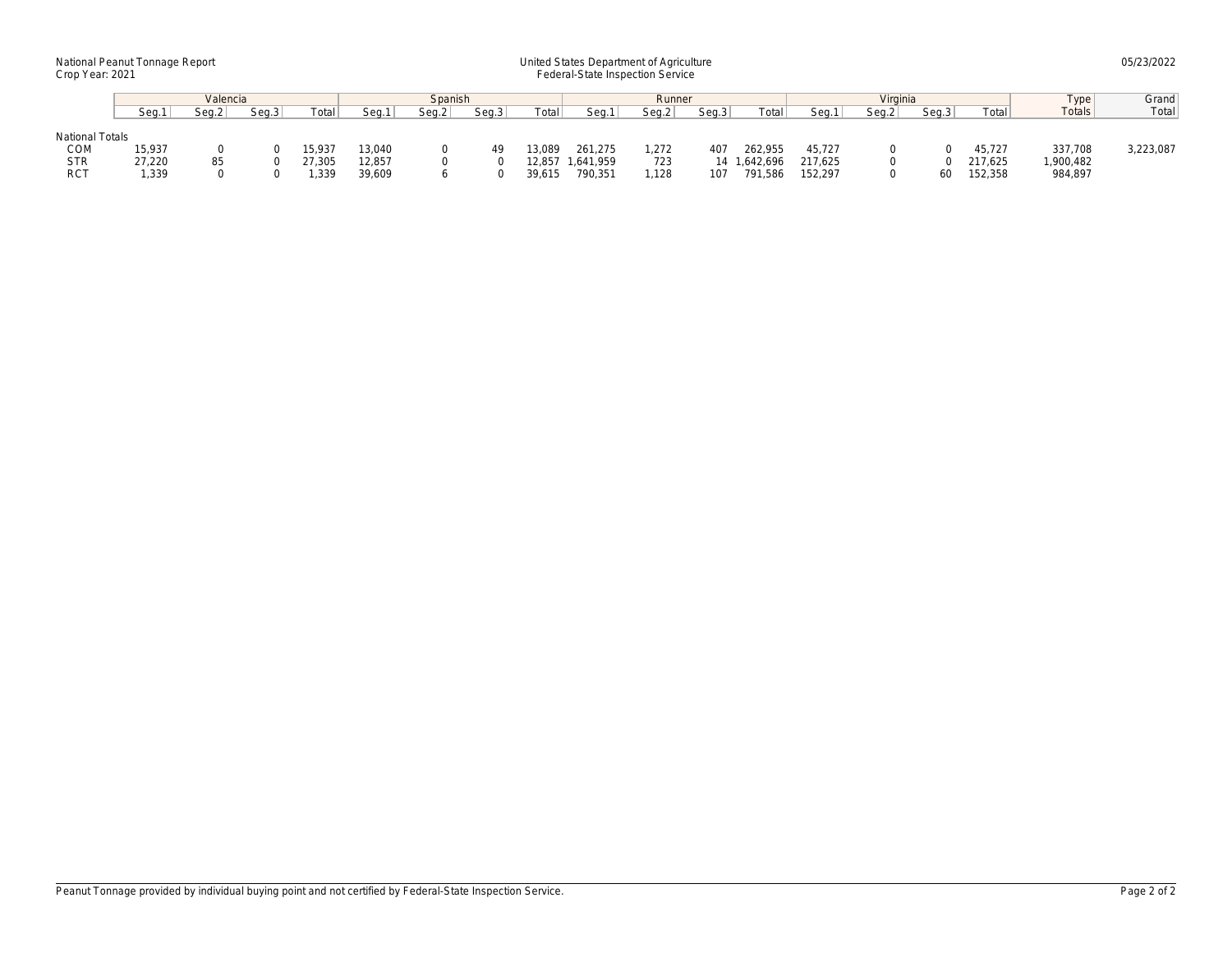National Peanut Tonnage Report
Crop Year: 2021

United States Department of Agriculture
Federal-State Inspection Service

05/23/2022

| | Valencia | | | | Spanish | | | | Runner | | | | Virginia | | | | Type | Grand |
|---|---|---|---|---|---|---|---|---|---|---|---|---|---|---|---|---|---|---|
| | Seg.1 | Seg.2 | Seg.3 | Total | Seg.1 | Seg.2 | Seg.3 | Total | Seg.1 | Seg.2 | Seg.3 | Total | Seg.1 | Seg.2 | Seg.3 | Total | Totals | Total |
| National Totals | | | | | | | | | | | | | | | | | | |
| COM | 15,937 | 0 | 0 | 15,937 | 13,040 | 0 | 49 | 13,089 | 261,275 | 1,272 | 407 | 262,955 | 45,727 | 0 | 0 | 45,727 | 337,708 | 3,223,087 |
| STR | 27,220 | 85 | 0 | 27,305 | 12,857 | 0 | 0 | 12,857 | 1,641,959 | 723 | 14 | 1,642,696 | 217,625 | 0 | 0 | 217,625 | 1,900,482 | |
| RCT | 1,339 | 0 | 0 | 1,339 | 39,609 | 6 | 0 | 39,615 | 790,351 | 1,128 | 107 | 791,586 | 152,297 | 0 | 60 | 152,358 | 984,897 | |

Peanut Tonnage provided by individual buying point and not certified by Federal-State Inspection Service.